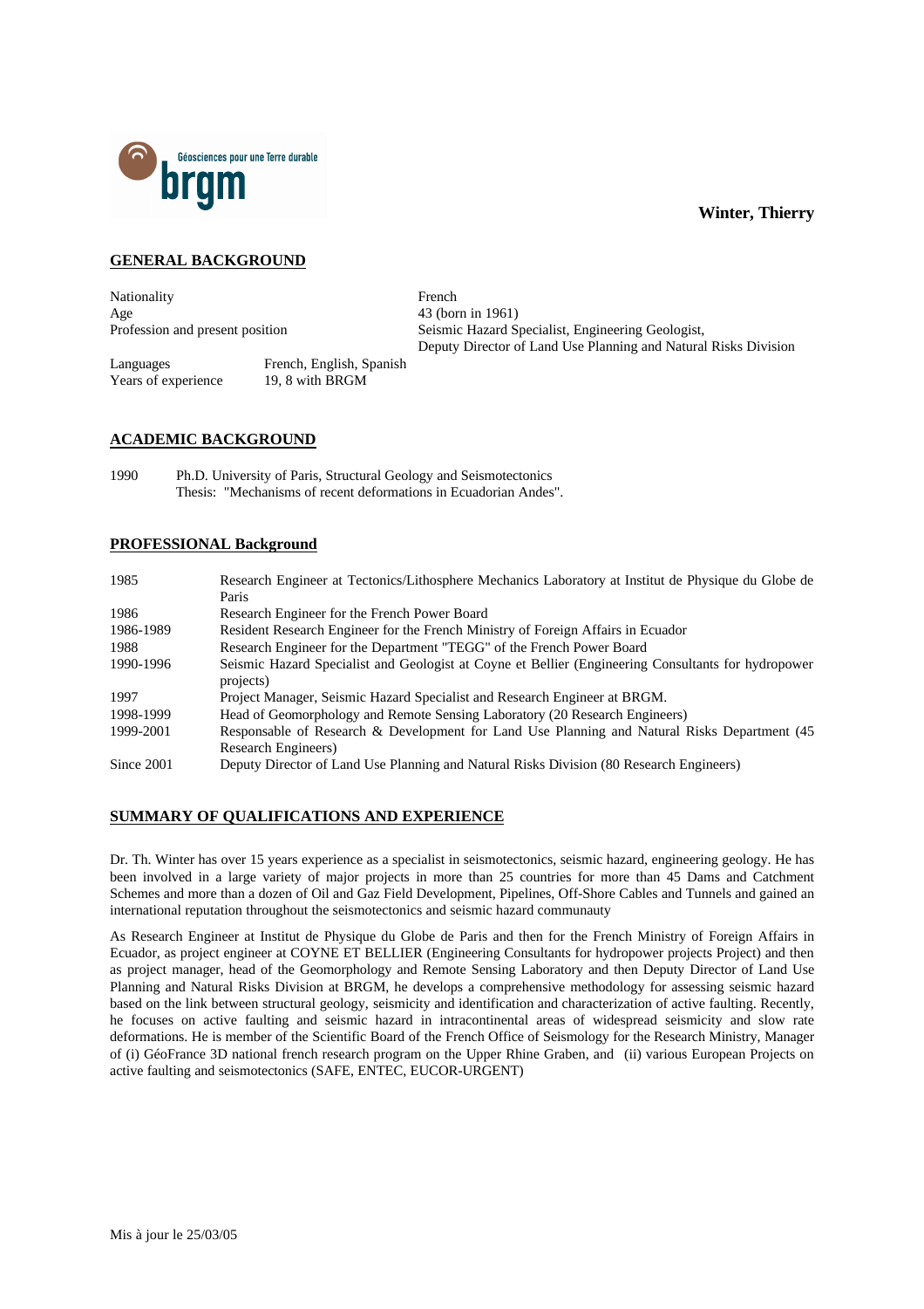**Winter, Thierry**

## GENERAL BACKGROUND

| | |
|---|---|
| Nationality | French |
| Age | 43 (born in 1961) |
| Profession and present position | Seismic Hazard Specialist, Engineering Geologist, Deputy Director of Land Use Planning and Natural Risks Division |
| Languages | French, English, Spanish |
| Years of experience | 19, 8 with BRGM |

## ACADEMIC BACKGROUND

1990 Ph.D. University of Paris, Structural Geology and Seismotectonics
Thesis: "Mechanisms of recent deformations in Ecuadorian Andes".

## PROFESSIONAL Background

| | |
|---|---|
| 1985 | Research Engineer at Tectonics/Lithosphere Mechanics Laboratory at Institut de Physique du Globe de Paris |
| 1986 | Research Engineer for the French Power Board |
| 1986-1989 | Resident Research Engineer for the French Ministry of Foreign Affairs in Ecuador |
| 1988 | Research Engineer for the Department "TEGG" of the French Power Board |
| 1990-1996 | Seismic Hazard Specialist and Geologist at Coyne et Bellier (Engineering Consultants for hydropower projects) |
| 1997 | Project Manager, Seismic Hazard Specialist and Research Engineer at BRGM. |
| 1998-1999 | Head of Geomorphology and Remote Sensing Laboratory (20 Research Engineers) |
| 1999-2001 | Responsable of Research & Development for Land Use Planning and Natural Risks Department (45 Research Engineers) |
| Since 2001 | Deputy Director of Land Use Planning and Natural Risks Division (80 Research Engineers) |

## SUMMARY OF QUALIFICATIONS AND EXPERIENCE

Dr. Th. Winter has over 15 years experience as a specialist in seismotectonics, seismic hazard, engineering geology. He has been involved in a large variety of major projects in more than 25 countries for more than 45 Dams and Catchment Schemes and more than a dozen of Oil and Gaz Field Development, Pipelines, Off-Shore Cables and Tunnels and gained an international reputation throughout the seismotectonics and seismic hazard communauty

As Research Engineer at Institut de Physique du Globe de Paris and then for the French Ministry of Foreign Affairs in Ecuador, as project engineer at COYNE ET BELLIER (Engineering Consultants for hydropower projects Project) and then as project manager, head of the Geomorphology and Remote Sensing Laboratory and then Deputy Director of Land Use Planning and Natural Risks Division at BRGM, he develops a comprehensive methodology for assessing seismic hazard based on the link between structural geology, seismicity and identification and characterization of active faulting. Recently, he focuses on active faulting and seismic hazard in intracontinental areas of widespread seismicity and slow rate deformations. He is member of the Scientific Board of the French Office of Seismology for the Research Ministry, Manager of (i) GéoFrance 3D national french research program on the Upper Rhine Graben, and (ii) various European Projects on active faulting and seismotectonics (SAFE, ENTEC, EUCOR-URGENT)

Mis à jour le 25/03/05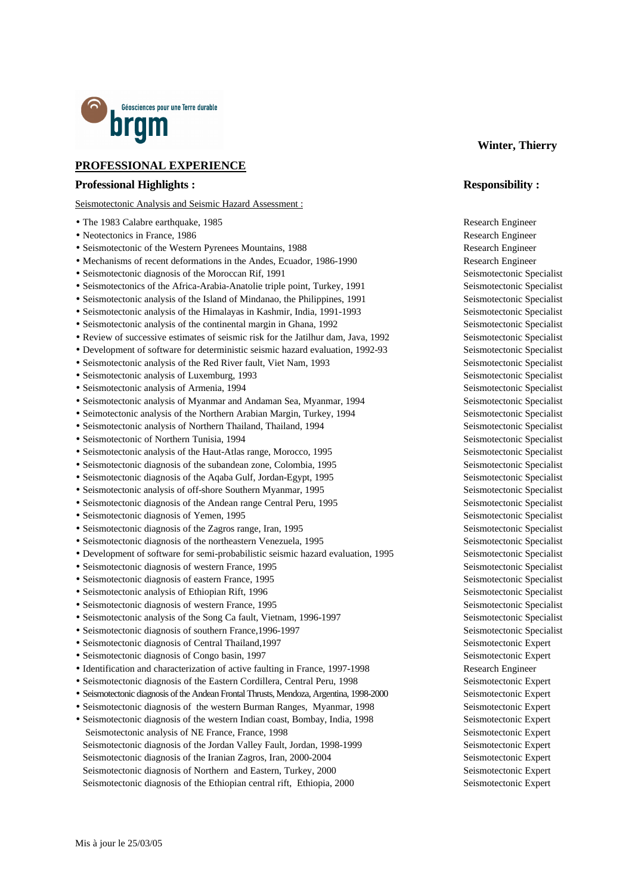**Winter, Thierry**

## PROFESSIONAL EXPERIENCE

| Professional Highlights : | Responsibility : |
|---|---|
| Seismotectonic Analysis and Seismic Hazard Assessment : | |
| • The 1983 Calabre earthquake, 1985 | Research Engineer |
| • Neotectonics in France, 1986 | Research Engineer |
| • Seismotectonic of the Western Pyrenees Mountains, 1988 | Research Engineer |
| • Mechanisms of recent deformations in the Andes, Ecuador, 1986-1990 | Research Engineer |
| • Seismotectonic diagnosis of the Moroccan Rif, 1991 | Seismotectonic Specialist |
| • Seismotectonics of the Africa-Arabia-Anatolie triple point, Turkey, 1991 | Seismotectonic Specialist |
| • Seismotectonic analysis of the Island of Mindanao, the Philippines, 1991 | Seismotectonic Specialist |
| • Seismotectonic analysis of the Himalayas in Kashmir, India, 1991-1993 | Seismotectonic Specialist |
| • Seismotectonic analysis of the continental margin in Ghana, 1992 | Seismotectonic Specialist |
| • Review of successive estimates of seismic risk for the Jatilhur dam, Java, 1992 | Seismotectonic Specialist |
| • Development of software for deterministic seismic hazard evaluation, 1992-93 | Seismotectonic Specialist |
| • Seismotectonic analysis of the Red River fault, Viet Nam, 1993 | Seismotectonic Specialist |
| • Seismotectonic analysis of Luxemburg, 1993 | Seismotectonic Specialist |
| • Seismotectonic analysis of Armenia, 1994 | Seismotectonic Specialist |
| • Seismotectonic analysis of Myanmar and Andaman Sea, Myanmar, 1994 | Seismotectonic Specialist |
| • Seimotectonic analysis of the Northern Arabian Margin, Turkey, 1994 | Seismotectonic Specialist |
| • Seismotectonic analysis of Northern Thailand, Thailand, 1994 | Seismotectonic Specialist |
| • Seismotectonic of Northern Tunisia, 1994 | Seismotectonic Specialist |
| • Seismotectonic analysis of the Haut-Atlas range, Morocco, 1995 | Seismotectonic Specialist |
| • Seismotectonic diagnosis of the subandean zone, Colombia, 1995 | Seismotectonic Specialist |
| • Seismotectonic diagnosis of the Aqaba Gulf, Jordan-Egypt, 1995 | Seismotectonic Specialist |
| • Seismotectonic analysis of off-shore Southern Myanmar, 1995 | Seismotectonic Specialist |
| • Seismotectonic diagnosis of the Andean range Central Peru, 1995 | Seismotectonic Specialist |
| • Seismotectonic diagnosis of Yemen, 1995 | Seismotectonic Specialist |
| • Seismotectonic diagnosis of the Zagros range, Iran, 1995 | Seismotectonic Specialist |
| • Seismotectonic diagnosis of the northeastern Venezuela, 1995 | Seismotectonic Specialist |
| • Development of software for semi-probabilistic seismic hazard evaluation, 1995 | Seismotectonic Specialist |
| • Seismotectonic diagnosis of western France, 1995 | Seismotectonic Specialist |
| • Seismotectonic diagnosis of eastern France, 1995 | Seismotectonic Specialist |
| • Seismotectonic analysis of Ethiopian Rift, 1996 | Seismotectonic Specialist |
| • Seismotectonic diagnosis of western France, 1995 | Seismotectonic Specialist |
| • Seismotectonic analysis of the Song Ca fault, Vietnam, 1996-1997 | Seismotectonic Specialist |
| • Seismotectonic diagnosis of southern France,1996-1997 | Seismotectonic Specialist |
| • Seismotectonic diagnosis of Central Thailand,1997 | Seismotectonic Expert |
| • Seismotectonic diagnosis of Congo basin, 1997 | Seismotectonic Expert |
| • Identification and characterization of active faulting in France, 1997-1998 | Research Engineer |
| • Seismotectonic diagnosis of the Eastern Cordillera, Central Peru, 1998 | Seismotectonic Expert |
| • Seismotectonic diagnosis of the Andean Frontal Thrusts, Mendoza, Argentina, 1998-2000 | Seismotectonic Expert |
| • Seismotectonic diagnosis of the western Burman Ranges, Myanmar, 1998 | Seismotectonic Expert |
| • Seismotectonic diagnosis of the western Indian coast, Bombay, India, 1998 | Seismotectonic Expert |
| Seismotectonic analysis of NE France, France, 1998 | Seismotectonic Expert |
| Seismotectonic diagnosis of the Jordan Valley Fault, Jordan, 1998-1999 | Seismotectonic Expert |
| Seismotectonic diagnosis of the Iranian Zagros, Iran, 2000-2004 | Seismotectonic Expert |
| Seismotectonic diagnosis of Northern and Eastern, Turkey, 2000 | Seismotectonic Expert |
| Seismotectonic diagnosis of the Ethiopian central rift, Ethiopia, 2000 | Seismotectonic Expert |

Mis à jour le 25/03/05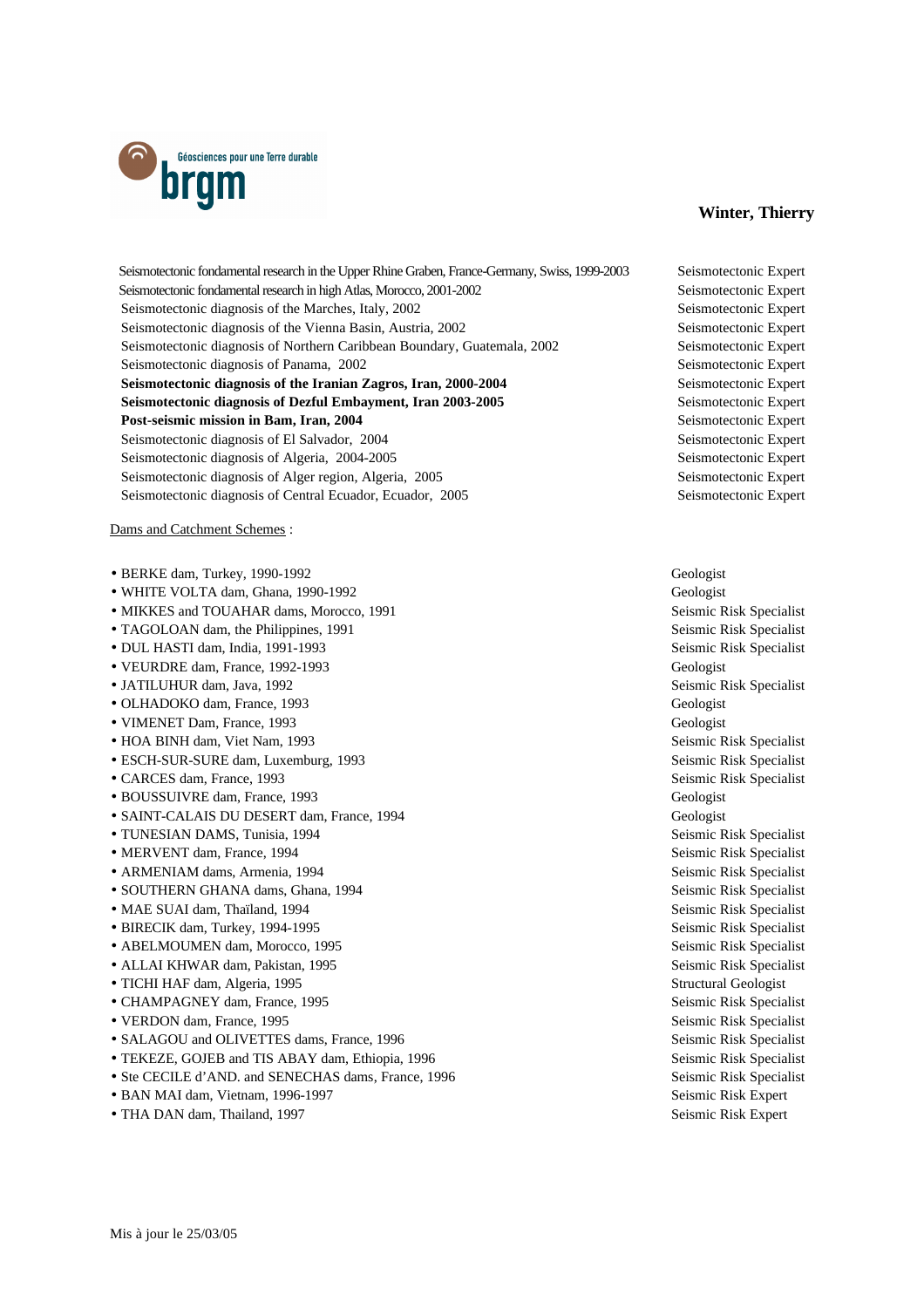**Winter, Thierry**

| | |
|---|---|
| Seismotectonic fondamental research in the Upper Rhine Graben, France-Germany, Swiss, 1999-2003 | Seismotectonic Expert |
| Seismotectonic fondamental research in high Atlas, Morocco, 2001-2002 | Seismotectonic Expert |
| Seismotectonic diagnosis of the Marches, Italy, 2002 | Seismotectonic Expert |
| Seismotectonic diagnosis of the Vienna Basin, Austria, 2002 | Seismotectonic Expert |
| Seismotectonic diagnosis of Northern Caribbean Boundary, Guatemala, 2002 | Seismotectonic Expert |
| Seismotectonic diagnosis of Panama, 2002 | Seismotectonic Expert |
| **Seismotectonic diagnosis of the Iranian Zagros, Iran, 2000-2004** | Seismotectonic Expert |
| **Seismotectonic diagnosis of Dezful Embayment, Iran 2003-2005** | Seismotectonic Expert |
| **Post-seismic mission in Bam, Iran, 2004** | Seismotectonic Expert |
| Seismotectonic diagnosis of El Salvador, 2004 | Seismotectonic Expert |
| Seismotectonic diagnosis of Algeria, 2004-2005 | Seismotectonic Expert |
| Seismotectonic diagnosis of Alger region, Algeria, 2005 | Seismotectonic Expert |
| Seismotectonic diagnosis of Central Ecuador, Ecuador, 2005 | Seismotectonic Expert |

<u>Dams and Catchment Schemes</u> :

| | |
|---|---|
| • BERKE dam, Turkey, 1990-1992 | Geologist |
| • WHITE VOLTA dam, Ghana, 1990-1992 | Geologist |
| • MIKKES and TOUAHAR dams, Morocco, 1991 | Seismic Risk Specialist |
| • TAGOLOAN dam, the Philippines, 1991 | Seismic Risk Specialist |
| • DUL HASTI dam, India, 1991-1993 | Seismic Risk Specialist |
| • VEURDRE dam, France, 1992-1993 | Geologist |
| • JATILUHUR dam, Java, 1992 | Seismic Risk Specialist |
| • OLHADOKO dam, France, 1993 | Geologist |
| • VIMENET Dam, France, 1993 | Geologist |
| • HOA BINH dam, Viet Nam, 1993 | Seismic Risk Specialist |
| • ESCH-SUR-SURE dam, Luxemburg, 1993 | Seismic Risk Specialist |
| • CARCES dam, France, 1993 | Seismic Risk Specialist |
| • BOUSSUIVRE dam, France, 1993 | Geologist |
| • SAINT-CALAIS DU DESERT dam, France, 1994 | Geologist |
| • TUNESIAN DAMS, Tunisia, 1994 | Seismic Risk Specialist |
| • MERVENT dam, France, 1994 | Seismic Risk Specialist |
| • ARMENIAM dams, Armenia, 1994 | Seismic Risk Specialist |
| • SOUTHERN GHANA dams, Ghana, 1994 | Seismic Risk Specialist |
| • MAE SUAI dam, Thaïland, 1994 | Seismic Risk Specialist |
| • BIRECIK dam, Turkey, 1994-1995 | Seismic Risk Specialist |
| • ABELMOUMEN dam, Morocco, 1995 | Seismic Risk Specialist |
| • ALLAI KHWAR dam, Pakistan, 1995 | Seismic Risk Specialist |
| • TICHI HAF dam, Algeria, 1995 | Structural Geologist |
| • CHAMPAGNEY dam, France, 1995 | Seismic Risk Specialist |
| • VERDON dam, France, 1995 | Seismic Risk Specialist |
| • SALAGOU and OLIVETTES dams, France, 1996 | Seismic Risk Specialist |
| • TEKEZE, GOJEB and TIS ABAY dam, Ethiopia, 1996 | Seismic Risk Specialist |
| • Ste CECILE d'AND. and SENECHAS dams, France, 1996 | Seismic Risk Specialist |
| • BAN MAI dam, Vietnam, 1996-1997 | Seismic Risk Expert |
| • THA DAN dam, Thailand, 1997 | Seismic Risk Expert |

Mis à jour le 25/03/05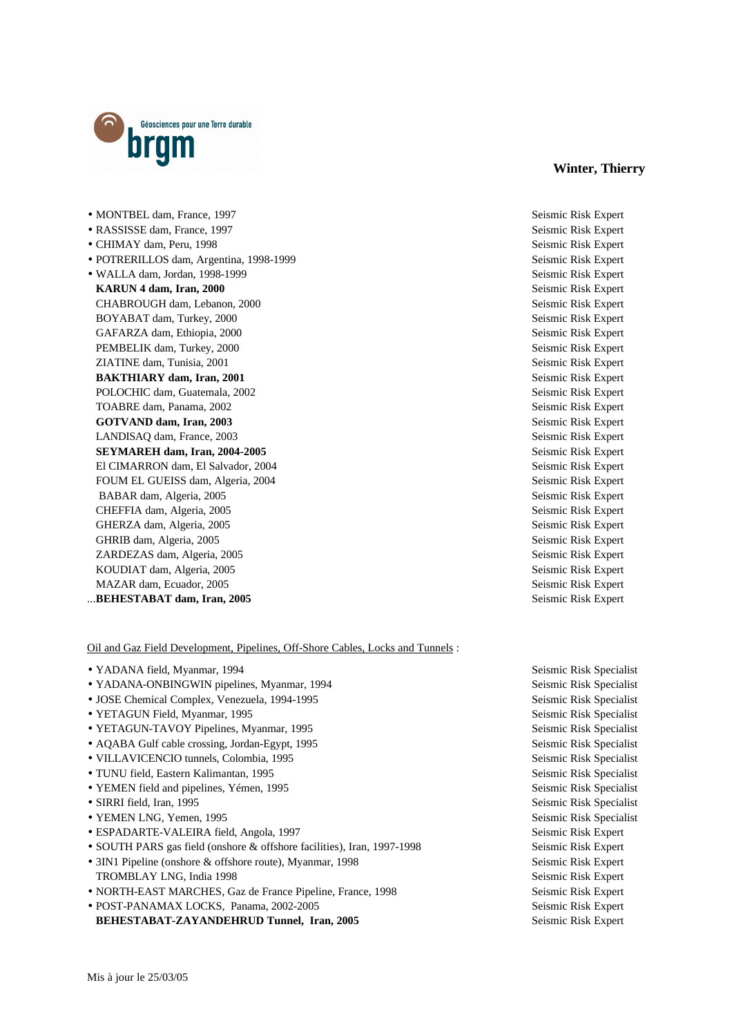**Winter, Thierry**

| | |
|---|---|
| • MONTBEL dam, France, 1997 | Seismic Risk Expert |
| • RASSISSE dam, France, 1997 | Seismic Risk Expert |
| • CHIMAY dam, Peru, 1998 | Seismic Risk Expert |
| • POTRERILLOS dam, Argentina, 1998-1999 | Seismic Risk Expert |
| • WALLA dam, Jordan, 1998-1999 | Seismic Risk Expert |
| **KARUN 4 dam, Iran, 2000** | Seismic Risk Expert |
| CHABROUGH dam, Lebanon, 2000 | Seismic Risk Expert |
| BOYABAT dam, Turkey, 2000 | Seismic Risk Expert |
| GAFARZA dam, Ethiopia, 2000 | Seismic Risk Expert |
| PEMBELIK dam, Turkey, 2000 | Seismic Risk Expert |
| ZIATINE dam, Tunisia, 2001 | Seismic Risk Expert |
| **BAKTHIARY dam, Iran, 2001** | Seismic Risk Expert |
| POLOCHIC dam, Guatemala, 2002 | Seismic Risk Expert |
| TOABRE dam, Panama, 2002 | Seismic Risk Expert |
| **GOTVAND dam, Iran, 2003** | Seismic Risk Expert |
| LANDISAQ dam, France, 2003 | Seismic Risk Expert |
| **SEYMAREH dam, Iran, 2004-2005** | Seismic Risk Expert |
| El CIMARRON dam, El Salvador, 2004 | Seismic Risk Expert |
| FOUM EL GUEISS dam, Algeria, 2004 | Seismic Risk Expert |
| BABAR dam, Algeria, 2005 | Seismic Risk Expert |
| CHEFFIA dam, Algeria, 2005 | Seismic Risk Expert |
| GHERZA dam, Algeria, 2005 | Seismic Risk Expert |
| GHRIB dam, Algeria, 2005 | Seismic Risk Expert |
| ZARDEZAS dam, Algeria, 2005 | Seismic Risk Expert |
| KOUDIAT dam, Algeria, 2005 | Seismic Risk Expert |
| MAZAR dam, Ecuador, 2005 | Seismic Risk Expert |
| ...**BEHESTABAT dam, Iran, 2005** | Seismic Risk Expert |

<u>Oil and Gaz Field Development, Pipelines, Off-Shore Cables, Locks and Tunnels</u> :

| | |
|---|---|
| • YADANA field, Myanmar, 1994 | Seismic Risk Specialist |
| • YADANA-ONBINGWIN pipelines, Myanmar, 1994 | Seismic Risk Specialist |
| • JOSE Chemical Complex, Venezuela, 1994-1995 | Seismic Risk Specialist |
| • YETAGUN Field, Myanmar, 1995 | Seismic Risk Specialist |
| • YETAGUN-TAVOY Pipelines, Myanmar, 1995 | Seismic Risk Specialist |
| • AQABA Gulf cable crossing, Jordan-Egypt, 1995 | Seismic Risk Specialist |
| • VILLAVICENCIO tunnels, Colombia, 1995 | Seismic Risk Specialist |
| • TUNU field, Eastern Kalimantan, 1995 | Seismic Risk Specialist |
| • YEMEN field and pipelines, Yémen, 1995 | Seismic Risk Specialist |
| • SIRRI field, Iran, 1995 | Seismic Risk Specialist |
| • YEMEN LNG, Yemen, 1995 | Seismic Risk Specialist |
| • ESPADARTE-VALEIRA field, Angola, 1997 | Seismic Risk Expert |
| • SOUTH PARS gas field (onshore & offshore facilities), Iran, 1997-1998 | Seismic Risk Expert |
| • 3IN1 Pipeline (onshore & offshore route), Myanmar, 1998 | Seismic Risk Expert |
| TROMBLAY LNG, India 1998 | Seismic Risk Expert |
| • NORTH-EAST MARCHES, Gaz de France Pipeline, France, 1998 | Seismic Risk Expert |
| • POST-PANAMAX LOCKS, Panama, 2002-2005 | Seismic Risk Expert |
| **BEHESTABAT-ZAYANDEHRUD Tunnel, Iran, 2005** | Seismic Risk Expert |

Mis à jour le 25/03/05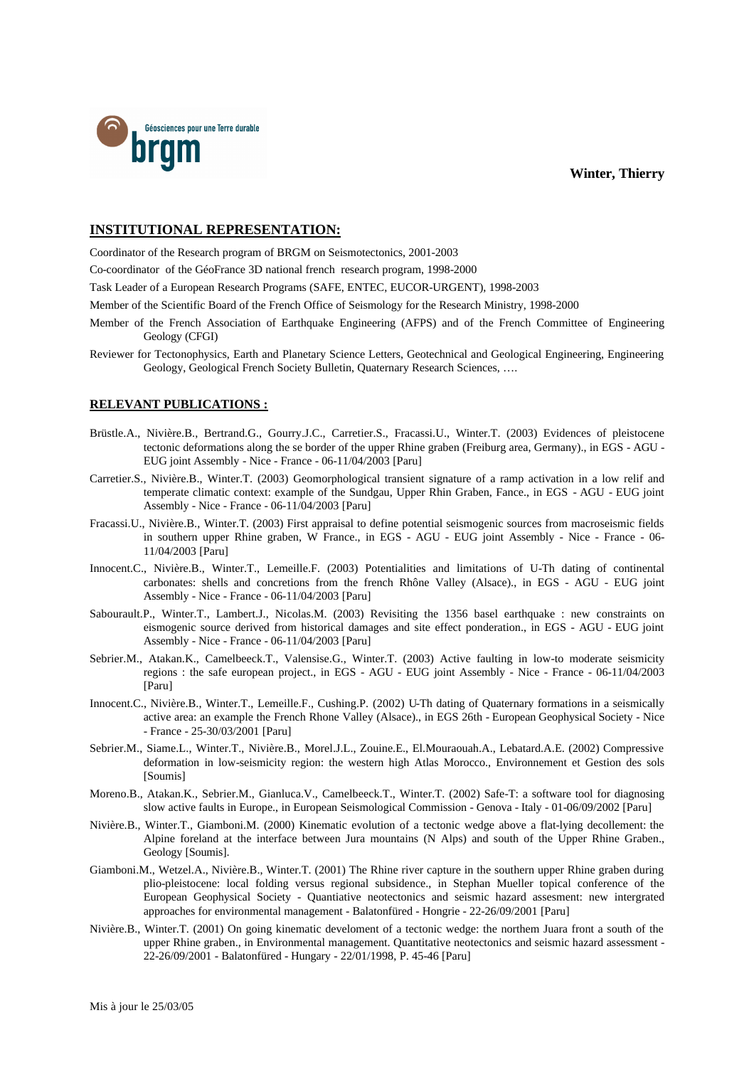Winter, Thierry

## INSTITUTIONAL REPRESENTATION:

Coordinator of the Research program of BRGM on Seismotectonics, 2001-2003

Co-coordinator of the GéoFrance 3D national french research program, 1998-2000

Task Leader of a European Research Programs (SAFE, ENTEC, EUCOR-URGENT), 1998-2003

Member of the Scientific Board of the French Office of Seismology for the Research Ministry, 1998-2000

Member of the French Association of Earthquake Engineering (AFPS) and of the French Committee of Engineering Geology (CFGI)

Reviewer for Tectonophysics, Earth and Planetary Science Letters, Geotechnical and Geological Engineering, Engineering Geology, Geological French Society Bulletin, Quaternary Research Sciences, ….

## RELEVANT PUBLICATIONS :

Brüstle.A., Nivière.B., Bertrand.G., Gourry.J.C., Carretier.S., Fracassi.U., Winter.T. (2003) Evidences of pleistocene tectonic deformations along the se border of the upper Rhine graben (Freiburg area, Germany)., in EGS - AGU - EUG joint Assembly - Nice - France - 06-11/04/2003 [Paru]

Carretier.S., Nivière.B., Winter.T. (2003) Geomorphological transient signature of a ramp activation in a low relief and temperate climatic context: example of the Sundgau, Upper Rhin Graben, Fance., in EGS - AGU - EUG joint Assembly - Nice - France - 06-11/04/2003 [Paru]

Fracassi.U., Nivière.B., Winter.T. (2003) First appraisal to define potential seismogenic sources from macroseismic fields in southern upper Rhine graben, W France., in EGS - AGU - EUG joint Assembly - Nice - France - 06-11/04/2003 [Paru]

Innocent.C., Nivière.B., Winter.T., Lemeille.F. (2003) Potentialities and limitations of U-Th dating of continental carbonates: shells and concretions from the french Rhône Valley (Alsace)., in EGS - AGU - EUG joint Assembly - Nice - France - 06-11/04/2003 [Paru]

Sabourault.P., Winter.T., Lambert.J., Nicolas.M. (2003) Revisiting the 1356 basel earthquake : new constraints on eismogenic source derived from historical damages and site effect ponderation., in EGS - AGU - EUG joint Assembly - Nice - France - 06-11/04/2003 [Paru]

Sebrier.M., Atakan.K., Camelbeeck.T., Valensise.G., Winter.T. (2003) Active faulting in low-to moderate seismicity regions : the safe european project., in EGS - AGU - EUG joint Assembly - Nice - France - 06-11/04/2003 [Paru]

Innocent.C., Nivière.B., Winter.T., Lemeille.F., Cushing.P. (2002) U-Th dating of Quaternary formations in a seismically active area: an example the French Rhone Valley (Alsace)., in EGS 26th - European Geophysical Society - Nice - France - 25-30/03/2001 [Paru]

Sebrier.M., Siame.L., Winter.T., Nivière.B., Morel.J.L., Zouine.E., El.Mouraouah.A., Lebatard.A.E. (2002) Compressive deformation in low-seismicity region: the western high Atlas Morocco., Environnement et Gestion des sols [Soumis]

Moreno.B., Atakan.K., Sebrier.M., Gianluca.V., Camelbeeck.T., Winter.T. (2002) Safe-T: a software tool for diagnosing slow active faults in Europe., in European Seismological Commission - Genova - Italy - 01-06/09/2002 [Paru]

Nivière.B., Winter.T., Giamboni.M. (2000) Kinematic evolution of a tectonic wedge above a flat-lying decollement: the Alpine foreland at the interface between Jura mountains (N Alps) and south of the Upper Rhine Graben., Geology [Soumis].

Giamboni.M., Wetzel.A., Nivière.B., Winter.T. (2001) The Rhine river capture in the southern upper Rhine graben during plio-pleistocene: local folding versus regional subsidence., in Stephan Mueller topical conference of the European Geophysical Society - Quantiative neotectonics and seismic hazard assesment: new intergrated approaches for environmental management - Balatonfüred - Hongrie - 22-26/09/2001 [Paru]

Nivière.B., Winter.T. (2001) On going kinematic develoment of a tectonic wedge: the northem Juara front a south of the upper Rhine graben., in Environmental management. Quantitative neotectonics and seismic hazard assessment - 22-26/09/2001 - Balatonfüred - Hungary - 22/01/1998, P. 45-46 [Paru]

Mis à jour le 25/03/05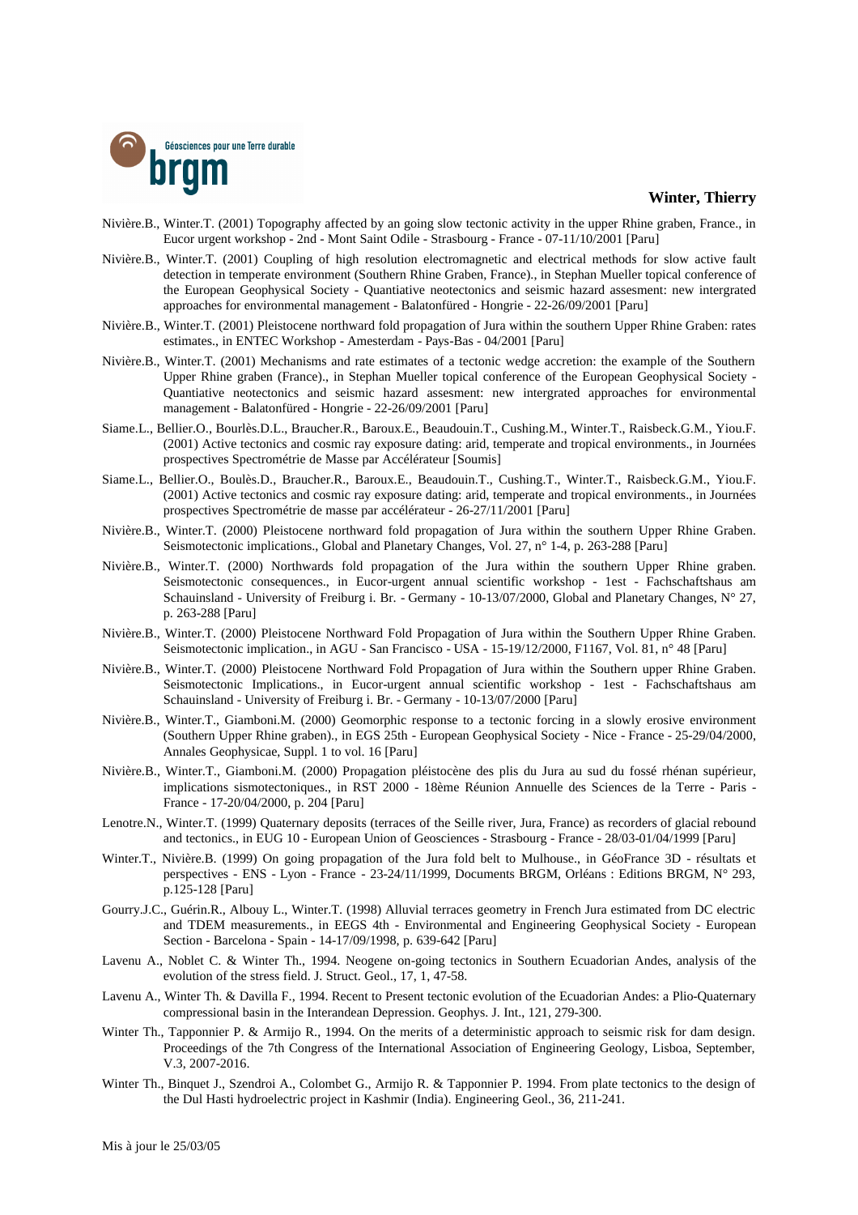Nivière.B., Winter.T. (2001) Topography affected by an going slow tectonic activity in the upper Rhine graben, France., in Eucor urgent workshop - 2nd - Mont Saint Odile - Strasbourg - France - 07-11/10/2001 [Paru]

Nivière.B., Winter.T. (2001) Coupling of high resolution electromagnetic and electrical methods for slow active fault detection in temperate environment (Southern Rhine Graben, France)., in Stephan Mueller topical conference of the European Geophysical Society - Quantiative neotectonics and seismic hazard assessment: new intergrated approaches for environmental management - Balatonfüred - Hongrie - 22-26/09/2001 [Paru]

Nivière.B., Winter.T. (2001) Pleistocene northward fold propagation of Jura within the southern Upper Rhine Graben: rates estimates., in ENTEC Workshop - Amesterdam - Pays-Bas - 04/2001 [Paru]

Nivière.B., Winter.T. (2001) Mechanisms and rate estimates of a tectonic wedge accretion: the example of the Southern Upper Rhine graben (France)., in Stephan Mueller topical conference of the European Geophysical Society - Quantiative neotectonics and seismic hazard assesment: new intergrated approaches for environmental management - Balatonfüred - Hongrie - 22-26/09/2001 [Paru]

Siame.L., Bellier.O., Bourlès.D.L., Braucher.R., Baroux.E., Beaudouin.T., Cushing.M., Winter.T., Raisbeck.G.M., Yiou.F. (2001) Active tectonics and cosmic ray exposure dating: arid, temperate and tropical environments., in Journées prospectives Spectrométrie de Masse par Accélérateur [Soumis]

Siame.L., Bellier.O., Boulès.D., Braucher.R., Baroux.E., Beaudouin.T., Cushing.T., Winter.T., Raisbeck.G.M., Yiou.F. (2001) Active tectonics and cosmic ray exposure dating: arid, temperate and tropical environments., in Journées prospectives Spectrométrie de masse par accélérateur - 26-27/11/2001 [Paru]

Nivière.B., Winter.T. (2000) Pleistocene northward fold propagation of Jura within the southern Upper Rhine Graben. Seismotectonic implications., Global and Planetary Changes, Vol. 27, n° 1-4, p. 263-288 [Paru]

Nivière.B., Winter.T. (2000) Northwards fold propagation of the Jura within the southern Upper Rhine graben. Seismotectonic consequences., in Eucor-urgent annual scientific workshop - 1est - Fachschaftshaus am Schauinsland - University of Freiburg i. Br. - Germany - 10-13/07/2000, Global and Planetary Changes, N° 27, p. 263-288 [Paru]

Nivière.B., Winter.T. (2000) Pleistocene Northward Fold Propagation of Jura within the Southern Upper Rhine Graben. Seismotectonic implication., in AGU - San Francisco - USA - 15-19/12/2000, F1167, Vol. 81, n° 48 [Paru]

Nivière.B., Winter.T. (2000) Pleistocene Northward Fold Propagation of Jura within the Southern upper Rhine Graben. Seismotectonic Implications., in Eucor-urgent annual scientific workshop - 1est - Fachschaftshaus am Schauinsland - University of Freiburg i. Br. - Germany - 10-13/07/2000 [Paru]

Nivière.B., Winter.T., Giamboni.M. (2000) Geomorphic response to a tectonic forcing in a slowly erosive environment (Southern Upper Rhine graben)., in EGS 25th - European Geophysical Society - Nice - France - 25-29/04/2000, Annales Geophysicae, Suppl. 1 to vol. 16 [Paru]

Nivière.B., Winter.T., Giamboni.M. (2000) Propagation pléistocène des plis du Jura au sud du fossé rhénan supérieur, implications sismotectoniques., in RST 2000 - 18ème Réunion Annuelle des Sciences de la Terre - Paris - France - 17-20/04/2000, p. 204 [Paru]

Lenotre.N., Winter.T. (1999) Quaternary deposits (terraces of the Seille river, Jura, France) as recorders of glacial rebound and tectonics., in EUG 10 - European Union of Geosciences - Strasbourg - France - 28/03-01/04/1999 [Paru]

Winter.T., Nivière.B. (1999) On going propagation of the Jura fold belt to Mulhouse., in GéoFrance 3D - résultats et perspectives - ENS - Lyon - France - 23-24/11/1999, Documents BRGM, Orléans : Editions BRGM, N° 293, p.125-128 [Paru]

Gourry.J.C., Guérin.R., Albouy L., Winter.T. (1998) Alluvial terraces geometry in French Jura estimated from DC electric and TDEM measurements., in EEGS 4th - Environmental and Engineering Geophysical Society - European Section - Barcelona - Spain - 14-17/09/1998, p. 639-642 [Paru]

Lavenu A., Noblet C. & Winter Th., 1994. Neogene on-going tectonics in Southern Ecuadorian Andes, analysis of the evolution of the stress field. J. Struct. Geol., 17, 1, 47-58.

Lavenu A., Winter Th. & Davilla F., 1994. Recent to Present tectonic evolution of the Ecuadorian Andes: a Plio-Quaternary compressional basin in the Interandean Depression. Geophys. J. Int., 121, 279-300.

Winter Th., Tapponnier P. & Armijo R., 1994. On the merits of a deterministic approach to seismic risk for dam design. Proceedings of the 7th Congress of the International Association of Engineering Geology, Lisboa, September, V.3, 2007-2016.

Winter Th., Binquet J., Szendroi A., Colombet G., Armijo R. & Tapponnier P. 1994. From plate tectonics to the design of the Dul Hasti hydroelectric project in Kashmir (India). Engineering Geol., 36, 211-241.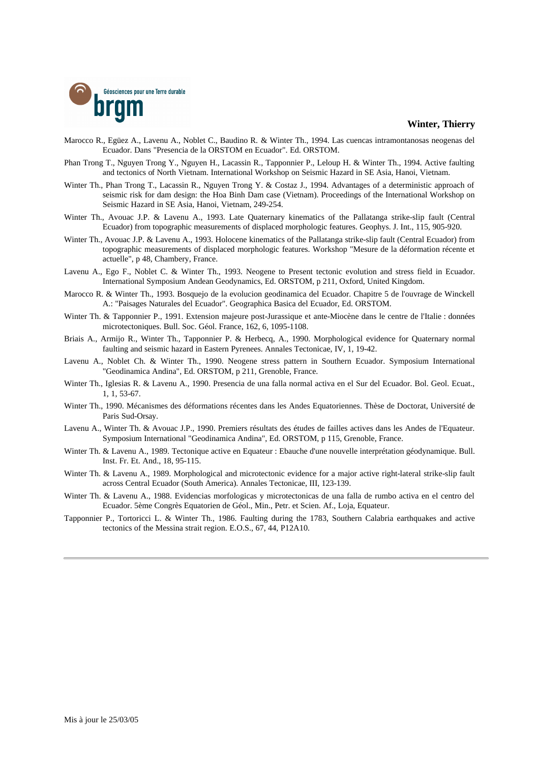Marocco R., Egüez A., Lavenu A., Noblet C., Baudino R. & Winter Th., 1994. Las cuencas intramontanosas neogenas del Ecuador. Dans "Presencia de la ORSTOM en Ecuador". Ed. ORSTOM.

Phan Trong T., Nguyen Trong Y., Nguyen H., Lacassin R., Tapponnier P., Leloup H. & Winter Th., 1994. Active faulting and tectonics of North Vietnam. International Workshop on Seismic Hazard in SE Asia, Hanoi, Vietnam.

Winter Th., Phan Trong T., Lacassin R., Nguyen Trong Y. & Costaz J., 1994. Advantages of a deterministic approach of seismic risk for dam design: the Hoa Binh Dam case (Vietnam). Proceedings of the International Workshop on Seismic Hazard in SE Asia, Hanoi, Vietnam, 249-254.

Winter Th., Avouac J.P. & Lavenu A., 1993. Late Quaternary kinematics of the Pallatanga strike-slip fault (Central Ecuador) from topographic measurements of displaced morphologic features. Geophys. J. Int., 115, 905-920.

Winter Th., Avouac J.P. & Lavenu A., 1993. Holocene kinematics of the Pallatanga strike-slip fault (Central Ecuador) from topographic measurements of displaced morphologic features. Workshop "Mesure de la déformation récente et actuelle", p 48, Chambery, France.

Lavenu A., Ego F., Noblet C. & Winter Th., 1993. Neogene to Present tectonic evolution and stress field in Ecuador. International Symposium Andean Geodynamics, Ed. ORSTOM, p 211, Oxford, United Kingdom.

Marocco R. & Winter Th., 1993. Bosquejo de la evolucion geodinamica del Ecuador. Chapitre 5 de l'ouvrage de Winckell A.: "Paisages Naturales del Ecuador". Geographica Basica del Ecuador, Ed. ORSTOM.

Winter Th. & Tapponnier P., 1991. Extension majeure post-Jurassique et ante-Miocène dans le centre de l'Italie : données microtectoniques. Bull. Soc. Géol. France, 162, 6, 1095-1108.

Briais A., Armijo R., Winter Th., Tapponnier P. & Herbecq, A., 1990. Morphological evidence for Quaternary normal faulting and seismic hazard in Eastern Pyrenees. Annales Tectonicae, IV, 1, 19-42.

Lavenu A., Noblet Ch. & Winter Th., 1990. Neogene stress pattern in Southern Ecuador. Symposium International "Geodinamica Andina", Ed. ORSTOM, p 211, Grenoble, France.

Winter Th., Iglesias R. & Lavenu A., 1990. Presencia de una falla normal activa en el Sur del Ecuador. Bol. Geol. Ecuat., 1, 1, 53-67.

Winter Th., 1990. Mécanismes des déformations récentes dans les Andes Equatoriennes. Thèse de Doctorat, Université de Paris Sud-Orsay.

Lavenu A., Winter Th. & Avouac J.P., 1990. Premiers résultats des études de failles actives dans les Andes de l'Equateur. Symposium International "Geodinamica Andina", Ed. ORSTOM, p 115, Grenoble, France.

Winter Th. & Lavenu A., 1989. Tectonique active en Equateur : Ebauche d'une nouvelle interprétation géodynamique. Bull. Inst. Fr. Et. And., 18, 95-115.

Winter Th. & Lavenu A., 1989. Morphological and microtectonic evidence for a major active right-lateral strike-slip fault across Central Ecuador (South America). Annales Tectonicae, III, 123-139.

Winter Th. & Lavenu A., 1988. Evidencias morfologicas y microtectonicas de una falla de rumbo activa en el centro del Ecuador. 5ème Congrès Equatorien de Géol., Min., Petr. et Scien. Af., Loja, Equateur.

Tapponnier P., Tortoricci L. & Winter Th., 1986. Faulting during the 1783, Southern Calabria earthquakes and active tectonics of the Messina strait region. E.O.S., 67, 44, P12A10.

Mis à jour le 25/03/05